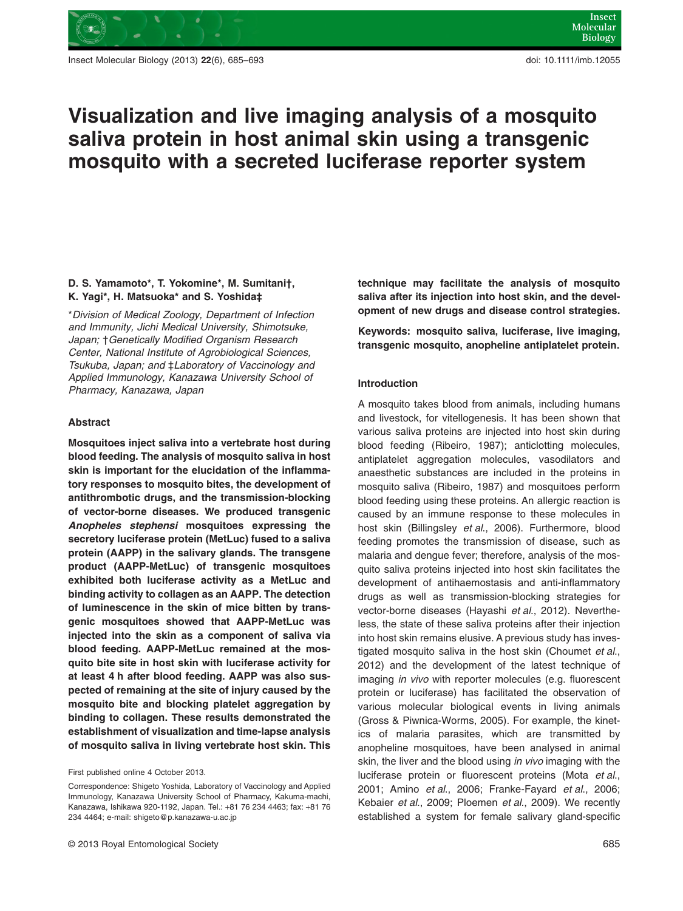# Visualization and live imaging analysis of a mosquito saliva protein in host animal skin using a transgenic mosquito with a secreted luciferase reporter system

**D. S. Yamamoto\*, T. Yokomine\*, M. Sumitani†, K. Yagi\*, H. Matsuoka\* and S. Yoshida‡**

\**Division of Medical Zoology, Department of Infection and Immunity, Jichi Medical University, Shimotsuke, Japan;* †*Genetically Modified Organism Research Center, National Institute of Agrobiological Sciences, Tsukuba, Japan; and* ‡*Laboratory of Vaccinology and Applied Immunology, Kanazawa University School of Pharmacy, Kanazawa, Japan*

### Abstract

**Mosquitoes inject saliva into a vertebrate host during blood feeding. The analysis of mosquito saliva in host skin is important for the elucidation of the inflammatory responses to mosquito bites, the development of antithrombotic drugs, and the transmission-blocking of vector-borne diseases. We produced transgenic *Anopheles stephensi* mosquitoes expressing the secretory luciferase protein (MetLuc) fused to a saliva protein (AAPP) in the salivary glands. The transgene product (AAPP-MetLuc) of transgenic mosquitoes exhibited both luciferase activity as a MetLuc and binding activity to collagen as an AAPP. The detection of luminescence in the skin of mice bitten by transgenic mosquitoes showed that AAPP-MetLuc was injected into the skin as a component of saliva via blood feeding. AAPP-MetLuc remained at the mosquito bite site in host skin with luciferase activity for at least 4 h after blood feeding. AAPP was also suspected of remaining at the site of injury caused by the mosquito bite and blocking platelet aggregation by binding to collagen. These results demonstrated the establishment of visualization and time-lapse analysis of mosquito saliva in living vertebrate host skin. This technique may facilitate the analysis of mosquito saliva after its injection into host skin, and the development of new drugs and disease control strategies.**

**Keywords: mosquito saliva, luciferase, live imaging, transgenic mosquito, anopheline antiplatelet protein.**

First published online 4 October 2013.

Correspondence: Shigeto Yoshida, Laboratory of Vaccinology and Applied Immunology, Kanazawa University School of Pharmacy, Kakuma-machi, Kanazawa, Ishikawa 920-1192, Japan. Tel.: +81 76 234 4463; fax: +81 76 234 4464; e-mail: shigeto@p.kanazawa-u.ac.jp

### Introduction

A mosquito takes blood from animals, including humans and livestock, for vitellogenesis. It has been shown that various saliva proteins are injected into host skin during blood feeding (Ribeiro, 1987); anticlotting molecules, antiplatelet aggregation molecules, vasodilators and anaesthetic substances are included in the proteins in mosquito saliva (Ribeiro, 1987) and mosquitoes perform blood feeding using these proteins. An allergic reaction is caused by an immune response to these molecules in host skin (Billingsley *et al.*, 2006). Furthermore, blood feeding promotes the transmission of disease, such as malaria and dengue fever; therefore, analysis of the mosquito saliva proteins injected into host skin facilitates the development of antihaemostasis and anti-inflammatory drugs as well as transmission-blocking strategies for vector-borne diseases (Hayashi *et al.*, 2012). Nevertheless, the state of these saliva proteins after their injection into host skin remains elusive. A previous study has investigated mosquito saliva in the host skin (Choumet *et al.*, 2012) and the development of the latest technique of imaging *in vivo* with reporter molecules (e.g. fluorescent protein or luciferase) has facilitated the observation of various molecular biological events in living animals (Gross & Piwnica-Worms, 2005). For example, the kinetics of malaria parasites, which are transmitted by anopheline mosquitoes, have been analysed in animal skin, the liver and the blood using *in vivo* imaging with the luciferase protein or fluorescent proteins (Mota *et al.*, 2001; Amino *et al.*, 2006; Franke-Fayard *et al.*, 2006; Kebaier *et al.*, 2009; Ploemen *et al.*, 2009). We recently established a system for female salivary gland-specific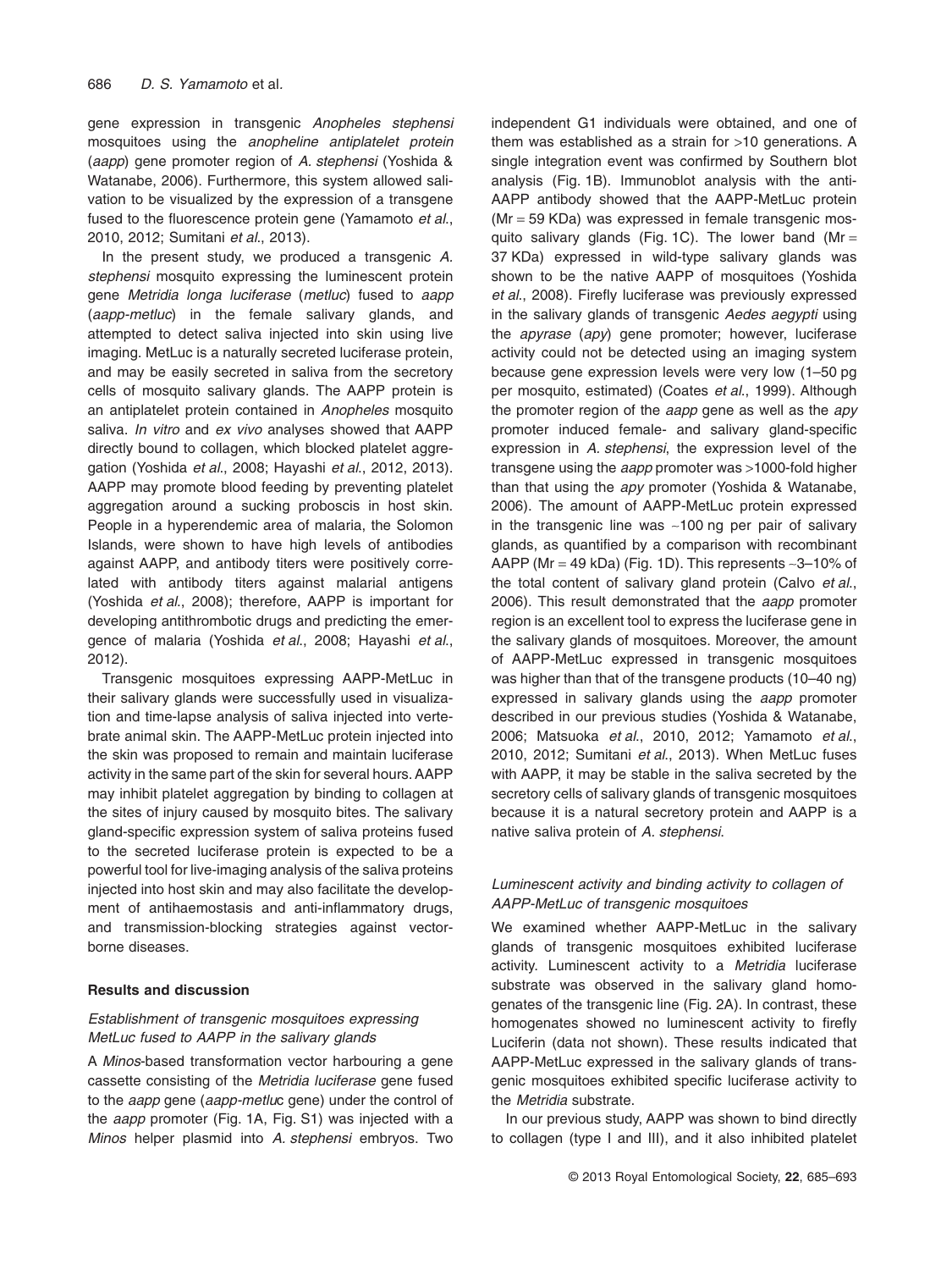gene expression in transgenic *Anopheles stephensi* mosquitoes using the *anopheline antiplatelet protein* (*aapp*) gene promoter region of *A. stephensi* (Yoshida & Watanabe, 2006). Furthermore, this system allowed salivation to be visualized by the expression of a transgene fused to the fluorescence protein gene (Yamamoto *et al.*, 2010, 2012; Sumitani *et al.*, 2013).

In the present study, we produced a transgenic *A. stephensi* mosquito expressing the luminescent protein gene *Metridia longa luciferase* (*metluc*) fused to *aapp* (*aapp-metluc*) in the female salivary glands, and attempted to detect saliva injected into skin using live imaging. MetLuc is a naturally secreted luciferase protein, and may be easily secreted in saliva from the secretory cells of mosquito salivary glands. The AAPP protein is an antiplatelet protein contained in *Anopheles* mosquito saliva. *In vitro* and *ex vivo* analyses showed that AAPP directly bound to collagen, which blocked platelet aggregation (Yoshida *et al.*, 2008; Hayashi *et al.*, 2012, 2013). AAPP may promote blood feeding by preventing platelet aggregation around a sucking proboscis in host skin. People in a hyperendemic area of malaria, the Solomon Islands, were shown to have high levels of antibodies against AAPP, and antibody titers were positively correlated with antibody titers against malarial antigens (Yoshida *et al.*, 2008); therefore, AAPP is important for developing antithrombotic drugs and predicting the emergence of malaria (Yoshida *et al.*, 2008; Hayashi *et al.*, 2012).

Transgenic mosquitoes expressing AAPP-MetLuc in their salivary glands were successfully used in visualization and time-lapse analysis of saliva injected into vertebrate animal skin. The AAPP-MetLuc protein injected into the skin was proposed to remain and maintain luciferase activity in the same part of the skin for several hours. AAPP may inhibit platelet aggregation by binding to collagen at the sites of injury caused by mosquito bites. The salivary gland-specific expression system of saliva proteins fused to the secreted luciferase protein is expected to be a powerful tool for live-imaging analysis of the saliva proteins injected into host skin and may also facilitate the development of antihaemostasis and anti-inflammatory drugs, and transmission-blocking strategies against vector-borne diseases.

## Results and discussion

### *Establishment of transgenic mosquitoes expressing MetLuc fused to AAPP in the salivary glands*

A *Minos*-based transformation vector harbouring a gene cassette consisting of the *Metridia luciferase* gene fused to the *aapp* gene (*aapp-metluc* gene) under the control of the *aapp* promoter (Fig. 1A, Fig. S1) was injected with a *Minos* helper plasmid into *A. stephensi* embryos. Two independent G1 individuals were obtained, and one of them was established as a strain for >10 generations. A single integration event was confirmed by Southern blot analysis (Fig. 1B). Immunoblot analysis with the anti-AAPP antibody showed that the AAPP-MetLuc protein (Mr = 59 KDa) was expressed in female transgenic mosquito salivary glands (Fig. 1C). The lower band (Mr = 37 KDa) expressed in wild-type salivary glands was shown to be the native AAPP of mosquitoes (Yoshida *et al.*, 2008). Firefly luciferase was previously expressed in the salivary glands of transgenic *Aedes aegypti* using the *apyrase* (*apy*) gene promoter; however, luciferase activity could not be detected using an imaging system because gene expression levels were very low (1–50 pg per mosquito, estimated) (Coates *et al.*, 1999). Although the promoter region of the *aapp* gene as well as the *apy* promoter induced female- and salivary gland-specific expression in *A. stephensi*, the expression level of the transgene using the *aapp* promoter was >1000-fold higher than that using the *apy* promoter (Yoshida & Watanabe, 2006). The amount of AAPP-MetLuc protein expressed in the transgenic line was ~100 ng per pair of salivary glands, as quantified by a comparison with recombinant AAPP (Mr = 49 kDa) (Fig. 1D). This represents ~3–10% of the total content of salivary gland protein (Calvo *et al.*, 2006). This result demonstrated that the *aapp* promoter region is an excellent tool to express the luciferase gene in the salivary glands of mosquitoes. Moreover, the amount of AAPP-MetLuc expressed in transgenic mosquitoes was higher than that of the transgene products (10–40 ng) expressed in salivary glands using the *aapp* promoter described in our previous studies (Yoshida & Watanabe, 2006; Matsuoka *et al.*, 2010, 2012; Yamamoto *et al.*, 2010, 2012; Sumitani *et al.*, 2013). When MetLuc fuses with AAPP, it may be stable in the saliva secreted by the secretory cells of salivary glands of transgenic mosquitoes because it is a natural secretory protein and AAPP is a native saliva protein of *A. stephensi*.

### *Luminescent activity and binding activity to collagen of AAPP-MetLuc of transgenic mosquitoes*

We examined whether AAPP-MetLuc in the salivary glands of transgenic mosquitoes exhibited luciferase activity. Luminescent activity to a *Metridia* luciferase substrate was observed in the salivary gland homogenates of the transgenic line (Fig. 2A). In contrast, these homogenates showed no luminescent activity to firefly Luciferin (data not shown). These results indicated that AAPP-MetLuc expressed in the salivary glands of transgenic mosquitoes exhibited specific luciferase activity to the *Metridia* substrate.

In our previous study, AAPP was shown to bind directly to collagen (type I and III), and it also inhibited platelet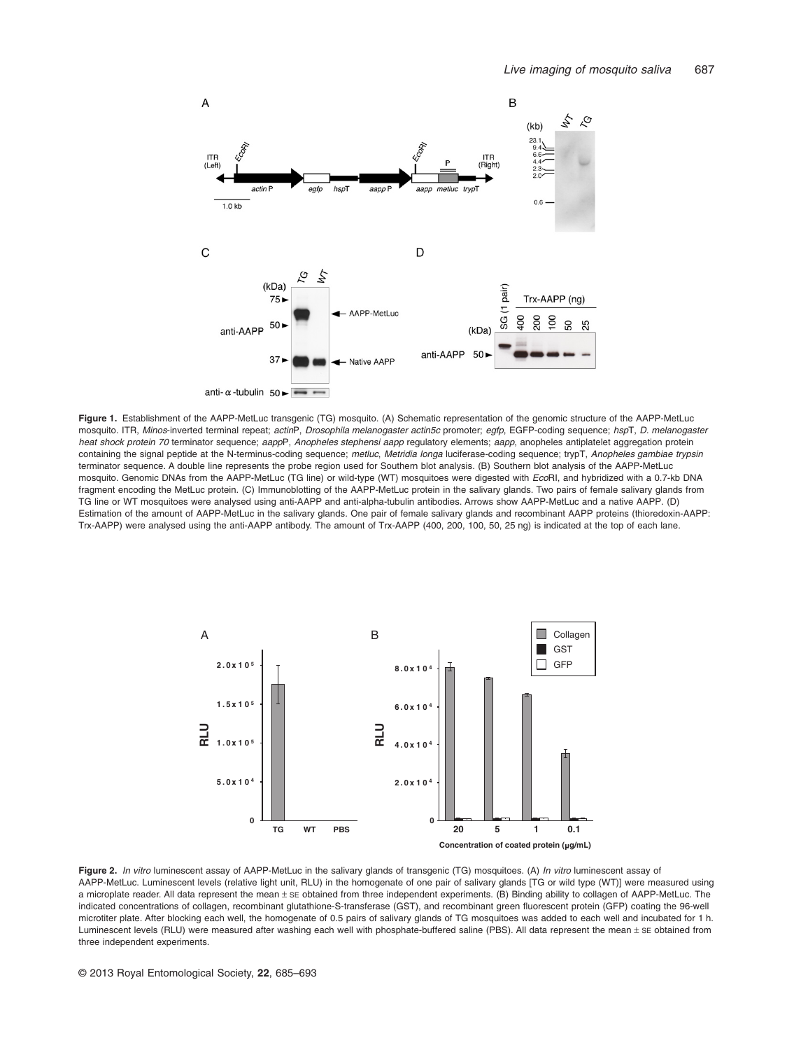**Figure 1.** Establishment of the AAPP-MetLuc transgenic (TG) mosquito. (A) Schematic representation of the genomic structure of the AAPP-MetLuc mosquito. ITR, *Minos*-inverted terminal repeat; *actin*P, *Drosophila melanogaster actin5c* promoter; *egfp*, EGFP-coding sequence; *hsp*T, *D. melanogaster heat shock protein 70* terminator sequence; *aapp*P, *Anopheles stephensi aapp* regulatory elements; *aapp*, anopheles antiplatelet aggregation protein containing the signal peptide at the N-terminus-coding sequence; *metluc*, *Metridia longa* luciferase-coding sequence; trypT, *Anopheles gambiae trypsin* terminator sequence. A double line represents the probe region used for Southern blot analysis. (B) Southern blot analysis of the AAPP-MetLuc mosquito. Genomic DNAs from the AAPP-MetLuc (TG line) or wild-type (WT) mosquitoes were digested with *Eco*RI, and hybridized with a 0.7-kb DNA fragment encoding the MetLuc protein. (C) Immunoblotting of the AAPP-MetLuc protein in the salivary glands. Two pairs of female salivary glands from TG line or WT mosquitoes were analysed using anti-AAPP and anti-alpha-tubulin antibodies. Arrows show AAPP-MetLuc and a native AAPP. (D) Estimation of the amount of AAPP-MetLuc in the salivary glands. One pair of female salivary glands and recombinant AAPP proteins (thioredoxin-AAPP: Trx-AAPP) were analysed using the anti-AAPP antibody. The amount of Trx-AAPP (400, 200, 100, 50, 25 ng) is indicated at the top of each lane.

**Figure 2.** *In vitro* luminescent assay of AAPP-MetLuc in the salivary glands of transgenic (TG) mosquitoes. (A) *In vitro* luminescent assay of AAPP-MetLuc. Luminescent levels (relative light unit, RLU) in the homogenate of one pair of salivary glands [TG or wild type (WT)] were measured using a microplate reader. All data represent the mean ± SE obtained from three independent experiments. (B) Binding ability to collagen of AAPP-MetLuc. The indicated concentrations of collagen, recombinant glutathione-S-transferase (GST), and recombinant green fluorescent protein (GFP) coating the 96-well microtiter plate. After blocking each well, the homogenate of 0.5 pairs of salivary glands of TG mosquitoes was added to each well and incubated for 1 h. Luminescent levels (RLU) were measured after washing each well with phosphate-buffered saline (PBS). All data represent the mean ± SE obtained from three independent experiments.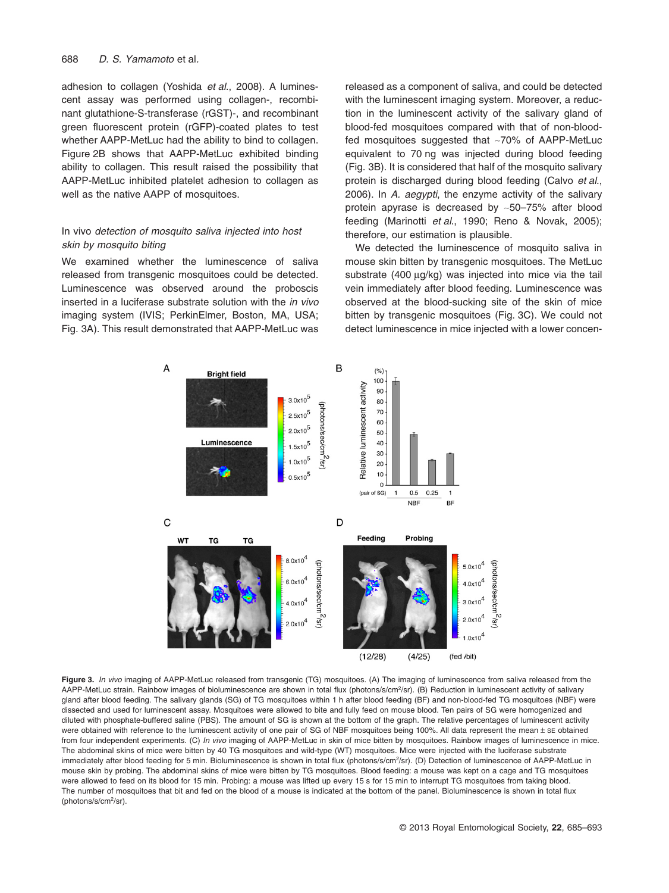adhesion to collagen (Yoshida *et al.*, 2008). A luminescent assay was performed using collagen-, recombinant glutathione-S-transferase (rGST)-, and recombinant green fluorescent protein (rGFP)-coated plates to test whether AAPP-MetLuc had the ability to bind to collagen. Figure 2B shows that AAPP-MetLuc exhibited binding ability to collagen. This result raised the possibility that AAPP-MetLuc inhibited platelet adhesion to collagen as well as the native AAPP of mosquitoes.

### In vivo *detection of mosquito saliva injected into host skin by mosquito biting*

We examined whether the luminescence of saliva released from transgenic mosquitoes could be detected. Luminescence was observed around the proboscis inserted in a luciferase substrate solution with the *in vivo* imaging system (IVIS; PerkinElmer, Boston, MA, USA; Fig. 3A). This result demonstrated that AAPP-MetLuc was released as a component of saliva, and could be detected with the luminescent imaging system. Moreover, a reduction in the luminescent activity of the salivary gland of blood-fed mosquitoes compared with that of non-blood-fed mosquitoes suggested that ~70% of AAPP-MetLuc equivalent to 70 ng was injected during blood feeding (Fig. 3B). It is considered that half of the mosquito salivary protein is discharged during blood feeding (Calvo *et al.*, 2006). In *A. aegypti*, the enzyme activity of the salivary protein apyrase is decreased by ~50–75% after blood feeding (Marinotti *et al.*, 1990; Reno & Novak, 2005); therefore, our estimation is plausible.

We detected the luminescence of mosquito saliva in mouse skin bitten by transgenic mosquitoes. The MetLuc substrate (400 µg/kg) was injected into mice via the tail vein immediately after blood feeding. Luminescence was observed at the blood-sucking site of the skin of mice bitten by transgenic mosquitoes (Fig. 3C). We could not detect luminescence in mice injected with a lower concen-

**Figure 3.** *In vivo* imaging of AAPP-MetLuc released from transgenic (TG) mosquitoes. (A) The imaging of luminescence from saliva released from the AAPP-MetLuc strain. Rainbow images of bioluminescence are shown in total flux (photons/s/cm²/sr). (B) Reduction in luminescent activity of salivary gland after blood feeding. The salivary glands (SG) of TG mosquitoes within 1 h after blood feeding (BF) and non-blood-fed TG mosquitoes (NBF) were dissected and used for luminescent assay. Mosquitoes were allowed to bite and fully feed on mouse blood. Ten pairs of SG were homogenized and diluted with phosphate-buffered saline (PBS). The amount of SG is shown at the bottom of the graph. The relative percentages of luminescent activity were obtained with reference to the luminescent activity of one pair of SG of NBF mosquitoes being 100%. All data represent the mean ± SE obtained from four independent experiments. (C) *In vivo* imaging of AAPP-MetLuc in skin of mice bitten by mosquitoes. Rainbow images of luminescence in mice. The abdominal skins of mice were bitten by 40 TG mosquitoes and wild-type (WT) mosquitoes. Mice were injected with the luciferase substrate immediately after blood feeding for 5 min. Bioluminescence is shown in total flux (photons/s/cm²/sr). (D) Detection of luminescence of AAPP-MetLuc in mouse skin bitten by probing. The abdominal skins of mice were bitten by TG mosquitoes. Blood feeding: a mouse was kept on a cage and TG mosquitoes were allowed to feed on its blood for 15 min. Probing: a mouse was lifted up every 15 s for 15 min to interrupt TG mosquitoes from taking blood. The number of mosquitoes that bit and fed on the blood of a mouse is indicated at the bottom of the panel. Bioluminescence is shown in total flux (photons/s/cm²/sr).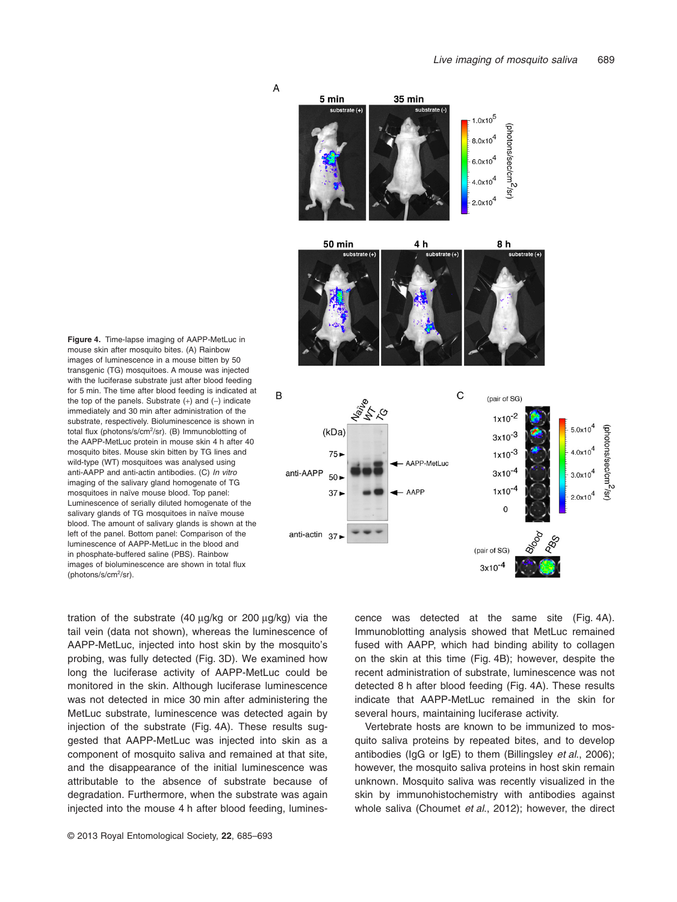**Figure 4.** Time-lapse imaging of AAPP-MetLuc in mouse skin after mosquito bites. (A) Rainbow images of luminescence in a mouse bitten by 50 transgenic (TG) mosquitoes. A mouse was injected with the luciferase substrate just after blood feeding for 5 min. The time after blood feeding is indicated at the top of the panels. Substrate (+) and (–) indicate immediately and 30 min after administration of the substrate, respectively. Bioluminescence is shown in total flux (photons/s/cm$^2$/sr). (B) Immunoblotting of the AAPP-MetLuc protein in mouse skin 4 h after 40 mosquito bites. Mouse skin bitten by TG lines and wild-type (WT) mosquitoes was analysed using anti-AAPP and anti-actin antibodies. (C) *In vitro* imaging of the salivary gland homogenate of TG mosquitoes in naïve mouse blood. Top panel: Luminescence of serially diluted homogenate of the salivary glands of TG mosquitoes in naïve mouse blood. The amount of salivary glands is shown at the left of the panel. Bottom panel: Comparison of the luminescence of AAPP-MetLuc in the blood and in phosphate-buffered saline (PBS). Rainbow images of bioluminescence are shown in total flux (photons/s/cm$^2$/sr).

tration of the substrate (40 µg/kg or 200 µg/kg) via the tail vein (data not shown), whereas the luminescence of AAPP-MetLuc, injected into host skin by the mosquito's probing, was fully detected (Fig. 3D). We examined how long the luciferase activity of AAPP-MetLuc could be monitored in the skin. Although luciferase luminescence was not detected in mice 30 min after administering the MetLuc substrate, luminescence was detected again by injection of the substrate (Fig. 4A). These results suggested that AAPP-MetLuc was injected into skin as a component of mosquito saliva and remained at that site, and the disappearance of the initial luminescence was attributable to the absence of substrate because of degradation. Furthermore, when the substrate was again injected into the mouse 4 h after blood feeding, luminescence was detected at the same site (Fig. 4A). Immunoblotting analysis showed that MetLuc remained fused with AAPP, which had binding ability to collagen on the skin at this time (Fig. 4B); however, despite the recent administration of substrate, luminescence was not detected 8 h after blood feeding (Fig. 4A). These results indicate that AAPP-MetLuc remained in the skin for several hours, maintaining luciferase activity.

Vertebrate hosts are known to be immunized to mosquito saliva proteins by repeated bites, and to develop antibodies (IgG or IgE) to them (Billingsley *et al.*, 2006); however, the mosquito saliva proteins in host skin remain unknown. Mosquito saliva was recently visualized in the skin by immunohistochemistry with antibodies against whole saliva (Choumet *et al.*, 2012); however, the direct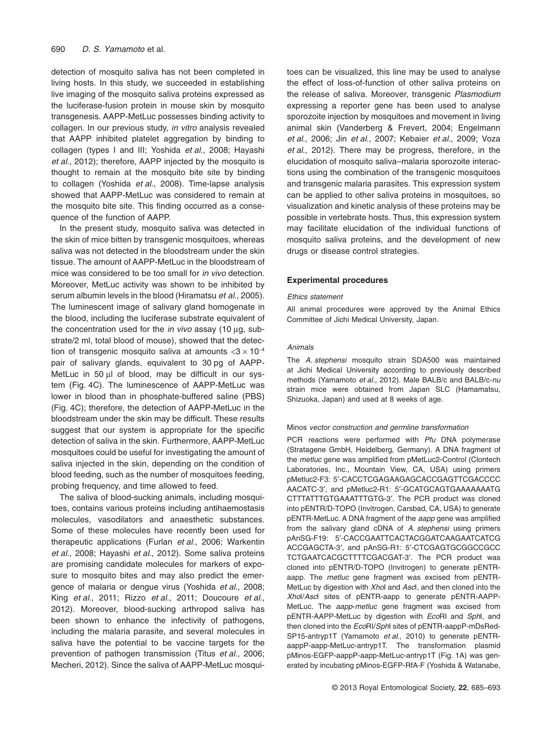detection of mosquito saliva has not been completed in living hosts. In this study, we succeeded in establishing live imaging of the mosquito saliva proteins expressed as the luciferase-fusion protein in mouse skin by mosquito transgenesis. AAPP-MetLuc possesses binding activity to collagen. In our previous study, *in vitro* analysis revealed that AAPP inhibited platelet aggregation by binding to collagen (types I and III; Yoshida *et al*., 2008; Hayashi *et al*., 2012); therefore, AAPP injected by the mosquito is thought to remain at the mosquito bite site by binding to collagen (Yoshida *et al*., 2008). Time-lapse analysis showed that AAPP-MetLuc was considered to remain at the mosquito bite site. This finding occurred as a consequence of the function of AAPP.

In the present study, mosquito saliva was detected in the skin of mice bitten by transgenic mosquitoes, whereas saliva was not detected in the bloodstream under the skin tissue. The amount of AAPP-MetLuc in the bloodstream of mice was considered to be too small for *in vivo* detection. Moreover, MetLuc activity was shown to be inhibited by serum albumin levels in the blood (Hiramatsu *et al*., 2005). The luminescent image of salivary gland homogenate in the blood, including the luciferase substrate equivalent of the concentration used for the *in vivo* assay (10 μg, substrate/2 ml, total blood of mouse), showed that the detection of transgenic mosquito saliva at amounts $<3 \times 10^{-4}$ pair of salivary glands, equivalent to 30 pg of AAPP-MetLuc in 50 μl of blood, may be difficult in our system (Fig. 4C). The luminescence of AAPP-MetLuc was lower in blood than in phosphate-buffered saline (PBS) (Fig. 4C); therefore, the detection of AAPP-MetLuc in the bloodstream under the skin may be difficult. These results suggest that our system is appropriate for the specific detection of saliva in the skin. Furthermore, AAPP-MetLuc mosquitoes could be useful for investigating the amount of saliva injected in the skin, depending on the condition of blood feeding, such as the number of mosquitoes feeding, probing frequency, and time allowed to feed.

The saliva of blood-sucking animals, including mosquitoes, contains various proteins including antihaemostasis molecules, vasodilators and anaesthetic substances. Some of these molecules have recently been used for therapeutic applications (Furlan *et al*., 2006; Warkentin *et al*., 2008; Hayashi *et al*., 2012). Some saliva proteins are promising candidate molecules for markers of exposure to mosquito bites and may also predict the emergence of malaria or dengue virus (Yoshida *et al*., 2008; King *et al*., 2011; Rizzo *et al*., 2011; Doucoure *et al*., 2012). Moreover, blood-sucking arthropod saliva has been shown to enhance the infectivity of pathogens, including the malaria parasite, and several molecules in saliva have the potential to be vaccine targets for the prevention of pathogen transmission (Titus *et al*., 2006; Mecheri, 2012). Since the saliva of AAPP-MetLuc mosquitoes can be visualized, this line may be used to analyse the effect of loss-of-function of other saliva proteins on the release of saliva. Moreover, transgenic *Plasmodium* expressing a reporter gene has been used to analyse sporozoite injection by mosquitoes and movement in living animal skin (Vanderberg & Frevert, 2004; Engelmann *et al*., 2006; Jin *et al*., 2007; Kebaier *et al*., 2009; Voza *et al*., 2012). There may be progress, therefore, in the elucidation of mosquito saliva–malaria sporozoite interactions using the combination of the transgenic mosquitoes and transgenic malaria parasites. This expression system can be applied to other saliva proteins in mosquitoes, so visualization and kinetic analysis of these proteins may be possible in vertebrate hosts. Thus, this expression system may facilitate elucidation of the individual functions of mosquito saliva proteins, and the development of new drugs or disease control strategies.

## Experimental procedures

### *Ethics statement*

All animal procedures were approved by the Animal Ethics Committee of Jichi Medical University, Japan.

### *Animals*

The *A. stephensi* mosquito strain SDA500 was maintained at Jichi Medical University according to previously described methods (Yamamoto *et al*., 2012). Male BALB/c and BALB/c-*nu* strain mice were obtained from Japan SLC (Hamamatsu, Shizuoka, Japan) and used at 8 weeks of age.

### Minos *vector construction and germline transformation*

PCR reactions were performed with *Pfu* DNA polymerase (Stratagene GmbH, Heidelberg, Germany). A DNA fragment of the *metluc* gene was amplified from pMetLuc2-Control (Clontech Laboratories, Inc., Mountain View, CA, USA) using primers pMetluc2-F3: 5′-CACCTCGAGAAGAGCACCGAGTTCGACCCC AACATC-3′, and pMetluc2-R1: 5′-GCATGCAGTGAAAAAAATG CTTTATTTGTGAAATTTGTG-3′. The PCR product was cloned into pENTR/D-TOPO (Invitrogen, Carsbad, CA, USA) to generate pENTR-MetLuc. A DNA fragment of the *aapp* gene was amplified from the salivary gland cDNA of *A. stephensi* using primers pAnSG-F19: 5′-CACCGAATTCACTACGGATCAAGAATCATCG ACCGAGCTA-3′, and pAnSG-R1: 5′-CTCGAGTGCGGCCGCC TCTGAATCACGCTTTTCGACGAT-3′. The PCR product was cloned into pENTR/D-TOPO (Invitrogen) to generate pENTR-aapp. The *metluc* gene fragment was excised from pENTR-MetLuc by digestion with *Xho*I and *Asc*I, and then cloned into the *Xho*I/*Asc*I sites of pENTR-aapp to generate pENTR-AAPP-MetLuc. The *aapp-metluc* gene fragment was excised from pENTR-AAPP-MetLuc by digestion with *Eco*RI and *Sph*I, and then cloned into the *Eco*RI/*Sph*I sites of pENTR-aappP-mDsRed-SP15-antryp1T (Yamamoto *et al*., 2010) to generate pENTR-aappP-aapp-MetLuc-antryp1T. The transformation plasmid pMinos-EGFP-aappP-aapp-MetLuc-antryp1T (Fig. 1A) was generated by incubating pMinos-EGFP-RfA-F (Yoshida & Watanabe,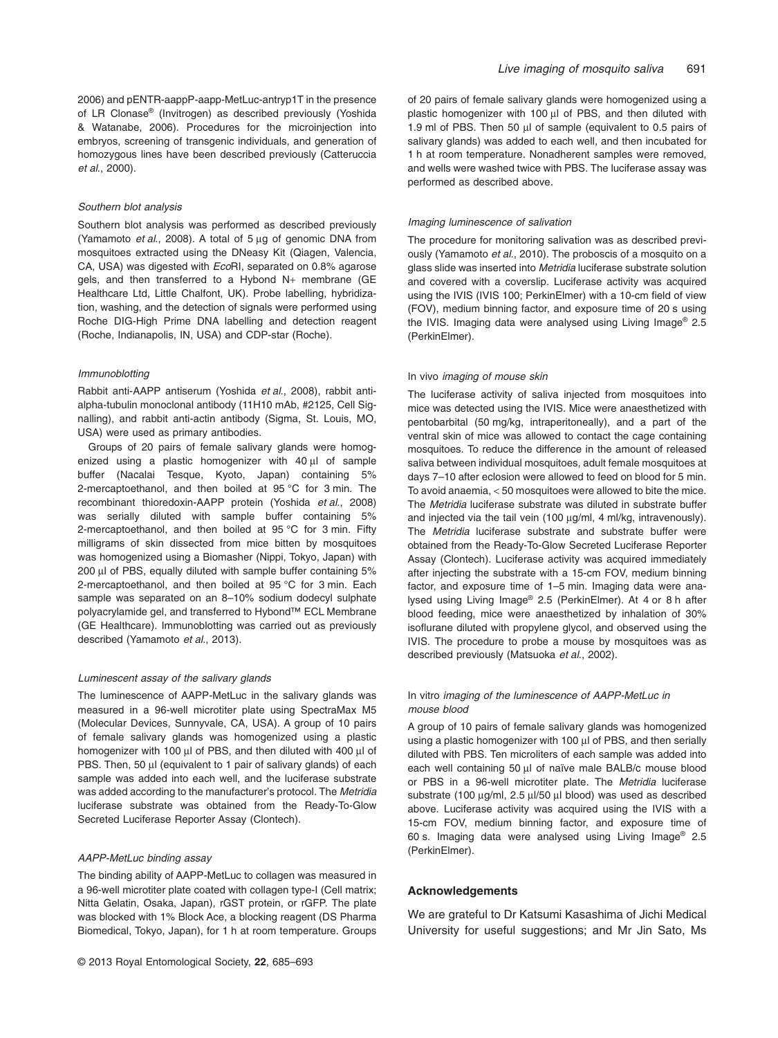2006) and pENTR-aappP-aapp-MetLuc-antryp1T in the presence of LR Clonase® (Invitrogen) as described previously (Yoshida & Watanabe, 2006). Procedures for the microinjection into embryos, screening of transgenic individuals, and generation of homozygous lines have been described previously (Catteruccia *et al*., 2000).

### *Southern blot analysis*

Southern blot analysis was performed as described previously (Yamamoto *et al*., 2008). A total of 5 μg of genomic DNA from mosquitoes extracted using the DNeasy Kit (Qiagen, Valencia, CA, USA) was digested with *Eco*RI, separated on 0.8% agarose gels, and then transferred to a Hybond N+ membrane (GE Healthcare Ltd, Little Chalfont, UK). Probe labelling, hybridization, washing, and the detection of signals were performed using Roche DIG-High Prime DNA labelling and detection reagent (Roche, Indianapolis, IN, USA) and CDP-star (Roche).

### *Immunoblotting*

Rabbit anti-AAPP antiserum (Yoshida *et al*., 2008), rabbit anti-alpha-tubulin monoclonal antibody (11H10 mAb, #2125, Cell Signalling), and rabbit anti-actin antibody (Sigma, St. Louis, MO, USA) were used as primary antibodies.

Groups of 20 pairs of female salivary glands were homogenized using a plastic homogenizer with 40 μl of sample buffer (Nacalai Tesque, Kyoto, Japan) containing 5% 2-mercaptoethanol, and then boiled at 95 °C for 3 min. The recombinant thioredoxin-AAPP protein (Yoshida *et al*., 2008) was serially diluted with sample buffer containing 5% 2-mercaptoethanol, and then boiled at 95 °C for 3 min. Fifty milligrams of skin dissected from mice bitten by mosquitoes was homogenized using a Biomasher (Nippi, Tokyo, Japan) with 200 μl of PBS, equally diluted with sample buffer containing 5% 2-mercaptoethanol, and then boiled at 95 °C for 3 min. Each sample was separated on an 8–10% sodium dodecyl sulphate polyacrylamide gel, and transferred to Hybond™ ECL Membrane (GE Healthcare). Immunoblotting was carried out as previously described (Yamamoto *et al*., 2013).

### *Luminescent assay of the salivary glands*

The luminescence of AAPP-MetLuc in the salivary glands was measured in a 96-well microtiter plate using SpectraMax M5 (Molecular Devices, Sunnyvale, CA, USA). A group of 10 pairs of female salivary glands was homogenized using a plastic homogenizer with 100 μl of PBS, and then diluted with 400 μl of PBS. Then, 50 μl (equivalent to 1 pair of salivary glands) of each sample was added into each well, and the luciferase substrate was added according to the manufacturer's protocol. The *Metridia* luciferase substrate was obtained from the Ready-To-Glow Secreted Luciferase Reporter Assay (Clontech).

### *AAPP-MetLuc binding assay*

The binding ability of AAPP-MetLuc to collagen was measured in a 96-well microtiter plate coated with collagen type-I (Cell matrix; Nitta Gelatin, Osaka, Japan), rGST protein, or rGFP. The plate was blocked with 1% Block Ace, a blocking reagent (DS Pharma Biomedical, Tokyo, Japan), for 1 h at room temperature. Groups of 20 pairs of female salivary glands were homogenized using a plastic homogenizer with 100 μl of PBS, and then diluted with 1.9 ml of PBS. Then 50 μl of sample (equivalent to 0.5 pairs of salivary glands) was added to each well, and then incubated for 1 h at room temperature. Nonadherent samples were removed, and wells were washed twice with PBS. The luciferase assay was performed as described above.

### *Imaging luminescence of salivation*

The procedure for monitoring salivation was as described previously (Yamamoto *et al*., 2010). The proboscis of a mosquito on a glass slide was inserted into *Metridia* luciferase substrate solution and covered with a coverslip. Luciferase activity was acquired using the IVIS (IVIS 100; PerkinElmer) with a 10-cm field of view (FOV), medium binning factor, and exposure time of 20 s using the IVIS. Imaging data were analysed using Living Image® 2.5 (PerkinElmer).

### In vivo *imaging of mouse skin*

The luciferase activity of saliva injected from mosquitoes into mice was detected using the IVIS. Mice were anaesthetized with pentobarbital (50 mg/kg, intraperitoneally), and a part of the ventral skin of mice was allowed to contact the cage containing mosquitoes. To reduce the difference in the amount of released saliva between individual mosquitoes, adult female mosquitoes at days 7–10 after eclosion were allowed to feed on blood for 5 min. To avoid anaemia, < 50 mosquitoes were allowed to bite the mice. The *Metridia* luciferase substrate was diluted in substrate buffer and injected via the tail vein (100 μg/ml, 4 ml/kg, intravenously). The *Metridia* luciferase substrate and substrate buffer were obtained from the Ready-To-Glow Secreted Luciferase Reporter Assay (Clontech). Luciferase activity was acquired immediately after injecting the substrate with a 15-cm FOV, medium binning factor, and exposure time of 1–5 min. Imaging data were analysed using Living Image® 2.5 (PerkinElmer). At 4 or 8 h after blood feeding, mice were anaesthetized by inhalation of 30% isoflurane diluted with propylene glycol, and observed using the IVIS. The procedure to probe a mouse by mosquitoes was as described previously (Matsuoka *et al*., 2002).

### In vitro *imaging of the luminescence of AAPP-MetLuc in mouse blood*

A group of 10 pairs of female salivary glands was homogenized using a plastic homogenizer with 100 μl of PBS, and then serially diluted with PBS. Ten microliters of each sample was added into each well containing 50 μl of naïve male BALB/c mouse blood or PBS in a 96-well microtiter plate. The *Metridia* luciferase substrate (100 μg/ml, 2.5 μl/50 μl blood) was used as described above. Luciferase activity was acquired using the IVIS with a 15-cm FOV, medium binning factor, and exposure time of 60 s. Imaging data were analysed using Living Image® 2.5 (PerkinElmer).

## Acknowledgements

We are grateful to Dr Katsumi Kasashima of Jichi Medical University for useful suggestions; and Mr Jin Sato, Ms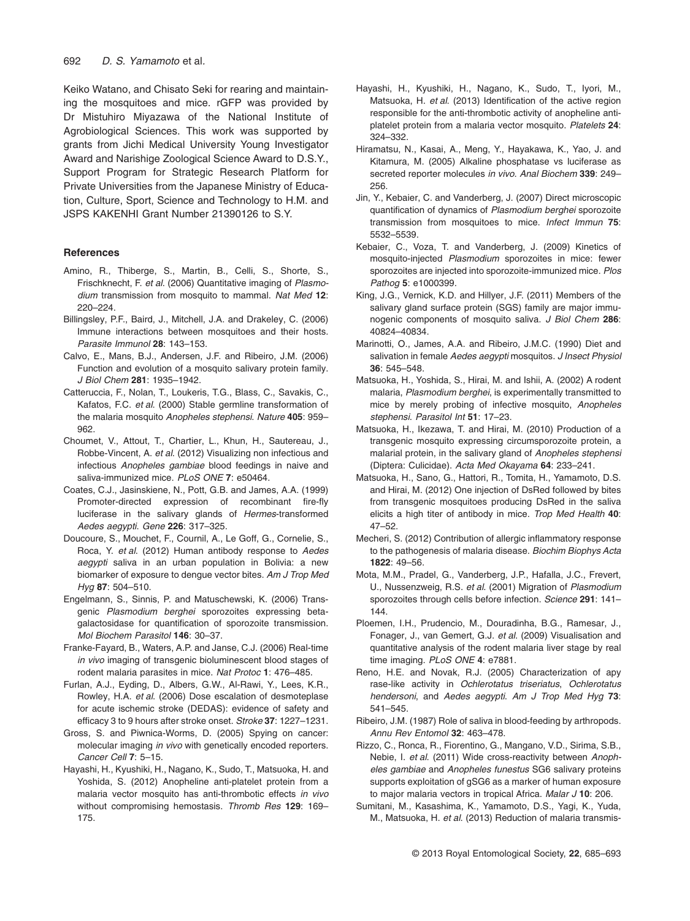Keiko Watano, and Chisato Seki for rearing and maintaining the mosquitoes and mice. rGFP was provided by Dr Mistuhiro Miyazawa of the National Institute of Agrobiological Sciences. This work was supported by grants from Jichi Medical University Young Investigator Award and Narishige Zoological Science Award to D.S.Y., Support Program for Strategic Research Platform for Private Universities from the Japanese Ministry of Education, Culture, Sport, Science and Technology to H.M. and JSPS KAKENHI Grant Number 21390126 to S.Y.

## References

Amino, R., Thiberge, S., Martin, B., Celli, S., Shorte, S., Frischknecht, F. *et al.* (2006) Quantitative imaging of *Plasmodium* transmission from mosquito to mammal. *Nat Med* **12**: 220–224.

Billingsley, P.F., Baird, J., Mitchell, J.A. and Drakeley, C. (2006) Immune interactions between mosquitoes and their hosts. *Parasite Immunol* **28**: 143–153.

Calvo, E., Mans, B.J., Andersen, J.F. and Ribeiro, J.M. (2006) Function and evolution of a mosquito salivary protein family. *J Biol Chem* **281**: 1935–1942.

Catteruccia, F., Nolan, T., Loukeris, T.G., Blass, C., Savakis, C., Kafatos, F.C. *et al.* (2000) Stable germline transformation of the malaria mosquito *Anopheles stephensi*. *Nature* **405**: 959–962.

Choumet, V., Attout, T., Chartier, L., Khun, H., Sautereau, J., Robbe-Vincent, A. *et al.* (2012) Visualizing non infectious and infectious *Anopheles gambiae* blood feedings in naive and saliva-immunized mice. *PLoS ONE* **7**: e50464.

Coates, C.J., Jasinskiene, N., Pott, G.B. and James, A.A. (1999) Promoter-directed expression of recombinant fire-fly luciferase in the salivary glands of *Hermes*-transformed *Aedes aegypti*. *Gene* **226**: 317–325.

Doucoure, S., Mouchet, F., Cournil, A., Le Goff, G., Cornelie, S., Roca, Y. *et al.* (2012) Human antibody response to *Aedes aegypti* saliva in an urban population in Bolivia: a new biomarker of exposure to dengue vector bites. *Am J Trop Med Hyg* **87**: 504–510.

Engelmann, S., Sinnis, P. and Matuschewski, K. (2006) Transgenic *Plasmodium berghei* sporozoites expressing beta-galactosidase for quantification of sporozoite transmission. *Mol Biochem Parasitol* **146**: 30–37.

Franke-Fayard, B., Waters, A.P. and Janse, C.J. (2006) Real-time *in vivo* imaging of transgenic bioluminescent blood stages of rodent malaria parasites in mice. *Nat Protoc* **1**: 476–485.

Furlan, A.J., Eyding, D., Albers, G.W., Al-Rawi, Y., Lees, K.R., Rowley, H.A. *et al.* (2006) Dose escalation of desmoteplase for acute ischemic stroke (DEDAS): evidence of safety and efficacy 3 to 9 hours after stroke onset. *Stroke* **37**: 1227–1231.

Gross, S. and Piwnica-Worms, D. (2005) Spying on cancer: molecular imaging *in vivo* with genetically encoded reporters. *Cancer Cell* **7**: 5–15.

Hayashi, H., Kyushiki, H., Nagano, K., Sudo, T., Matsuoka, H. and Yoshida, S. (2012) Anopheline anti-platelet protein from a malaria vector mosquito has anti-thrombotic effects *in vivo* without compromising hemostasis. *Thromb Res* **129**: 169–175.

Hayashi, H., Kyushiki, H., Nagano, K., Sudo, T., Iyori, M., Matsuoka, H. *et al.* (2013) Identification of the active region responsible for the anti-thrombotic activity of anopheline anti-platelet protein from a malaria vector mosquito. *Platelets* **24**: 324–332.

Hiramatsu, N., Kasai, A., Meng, Y., Hayakawa, K., Yao, J. and Kitamura, M. (2005) Alkaline phosphatase vs luciferase as secreted reporter molecules *in vivo*. *Anal Biochem* **339**: 249–256.

Jin, Y., Kebaier, C. and Vanderberg, J. (2007) Direct microscopic quantification of dynamics of *Plasmodium berghei* sporozoite transmission from mosquitoes to mice. *Infect Immun* **75**: 5532–5539.

Kebaier, C., Voza, T. and Vanderberg, J. (2009) Kinetics of mosquito-injected *Plasmodium* sporozoites in mice: fewer sporozoites are injected into sporozoite-immunized mice. *Plos Pathog* **5**: e1000399.

King, J.G., Vernick, K.D. and Hillyer, J.F. (2011) Members of the salivary gland surface protein (SGS) family are major immunogenic components of mosquito saliva. *J Biol Chem* **286**: 40824–40834.

Marinotti, O., James, A.A. and Ribeiro, J.M.C. (1990) Diet and salivation in female *Aedes aegypti* mosquitos. *J Insect Physiol* **36**: 545–548.

Matsuoka, H., Yoshida, S., Hirai, M. and Ishii, A. (2002) A rodent malaria, *Plasmodium berghei*, is experimentally transmitted to mice by merely probing of infective mosquito, *Anopheles stephensi*. *Parasitol Int* **51**: 17–23.

Matsuoka, H., Ikezawa, T. and Hirai, M. (2010) Production of a transgenic mosquito expressing circumsporozoite protein, a malarial protein, in the salivary gland of *Anopheles stephensi* (Diptera: Culicidae). *Acta Med Okayama* **64**: 233–241.

Matsuoka, H., Sano, G., Hattori, R., Tomita, H., Yamamoto, D.S. and Hirai, M. (2012) One injection of DsRed followed by bites from transgenic mosquitoes producing DsRed in the saliva elicits a high titer of antibody in mice. *Trop Med Health* **40**: 47–52.

Mecheri, S. (2012) Contribution of allergic inflammatory response to the pathogenesis of malaria disease. *Biochim Biophys Acta* **1822**: 49–56.

Mota, M.M., Pradel, G., Vanderberg, J.P., Hafalla, J.C., Frevert, U., Nussenzweig, R.S. *et al.* (2001) Migration of *Plasmodium* sporozoites through cells before infection. *Science* **291**: 141–144.

Ploemen, I.H., Prudencio, M., Douradinha, B.G., Ramesar, J., Fonager, J., van Gemert, G.J. *et al.* (2009) Visualisation and quantitative analysis of the rodent malaria liver stage by real time imaging. *PLoS ONE* **4**: e7881.

Reno, H.E. and Novak, R.J. (2005) Characterization of apy rase-like activity in *Ochlerotatus triseriatus*, *Ochlerotatus hendersoni*, and *Aedes aegypti*. *Am J Trop Med Hyg* **73**: 541–545.

Ribeiro, J.M. (1987) Role of saliva in blood-feeding by arthropods. *Annu Rev Entomol* **32**: 463–478.

Rizzo, C., Ronca, R., Fiorentino, G., Mangano, V.D., Sirima, S.B., Nebie, I. *et al.* (2011) Wide cross-reactivity between *Anopheles gambiae* and *Anopheles funestus* SG6 salivary proteins supports exploitation of gSG6 as a marker of human exposure to major malaria vectors in tropical Africa. *Malar J* **10**: 206.

Sumitani, M., Kasashima, K., Yamamoto, D.S., Yagi, K., Yuda, M., Matsuoka, H. *et al.* (2013) Reduction of malaria transmis-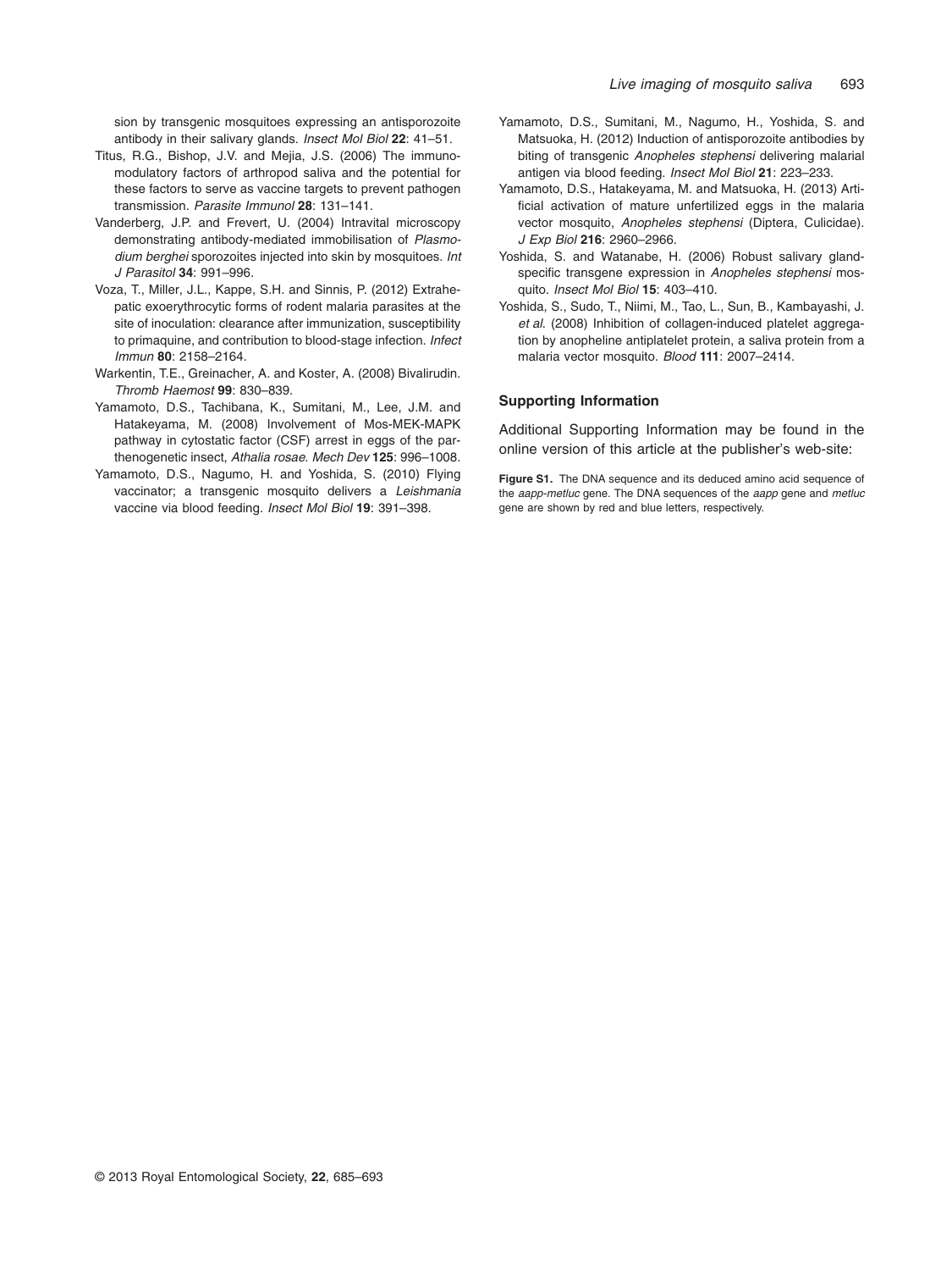sion by transgenic mosquitoes expressing an antisporozoite antibody in their salivary glands. *Insect Mol Biol* **22**: 41–51.

Titus, R.G., Bishop, J.V. and Mejia, J.S. (2006) The immunomodulatory factors of arthropod saliva and the potential for these factors to serve as vaccine targets to prevent pathogen transmission. *Parasite Immunol* **28**: 131–141.

Vanderberg, J.P. and Frevert, U. (2004) Intravital microscopy demonstrating antibody-mediated immobilisation of *Plasmodium berghei* sporozoites injected into skin by mosquitoes. *Int J Parasitol* **34**: 991–996.

Voza, T., Miller, J.L., Kappe, S.H. and Sinnis, P. (2012) Extrahepatic exoerythrocytic forms of rodent malaria parasites at the site of inoculation: clearance after immunization, susceptibility to primaquine, and contribution to blood-stage infection. *Infect Immun* **80**: 2158–2164.

Warkentin, T.E., Greinacher, A. and Koster, A. (2008) Bivalirudin. *Thromb Haemost* **99**: 830–839.

Yamamoto, D.S., Tachibana, K., Sumitani, M., Lee, J.M. and Hatakeyama, M. (2008) Involvement of Mos-MEK-MAPK pathway in cytostatic factor (CSF) arrest in eggs of the parthenogenetic insect, *Athalia rosae*. *Mech Dev* **125**: 996–1008.

Yamamoto, D.S., Nagumo, H. and Yoshida, S. (2010) Flying vaccinator; a transgenic mosquito delivers a *Leishmania* vaccine via blood feeding. *Insect Mol Biol* **19**: 391–398.

Yamamoto, D.S., Sumitani, M., Nagumo, H., Yoshida, S. and Matsuoka, H. (2012) Induction of antisporozoite antibodies by biting of transgenic *Anopheles stephensi* delivering malarial antigen via blood feeding. *Insect Mol Biol* **21**: 223–233.

Yamamoto, D.S., Hatakeyama, M. and Matsuoka, H. (2013) Artificial activation of mature unfertilized eggs in the malaria vector mosquito, *Anopheles stephensi* (Diptera, Culicidae). *J Exp Biol* **216**: 2960–2966.

Yoshida, S. and Watanabe, H. (2006) Robust salivary gland-specific transgene expression in *Anopheles stephensi* mosquito. *Insect Mol Biol* **15**: 403–410.

Yoshida, S., Sudo, T., Niimi, M., Tao, L., Sun, B., Kambayashi, J. *et al*. (2008) Inhibition of collagen-induced platelet aggregation by anopheline antiplatelet protein, a saliva protein from a malaria vector mosquito. *Blood* **111**: 2007–2414.

### Supporting Information

Additional Supporting Information may be found in the online version of this article at the publisher's web-site:

**Figure S1.** The DNA sequence and its deduced amino acid sequence of the *aapp-metluc* gene. The DNA sequences of the *aapp* gene and *metluc* gene are shown by red and blue letters, respectively.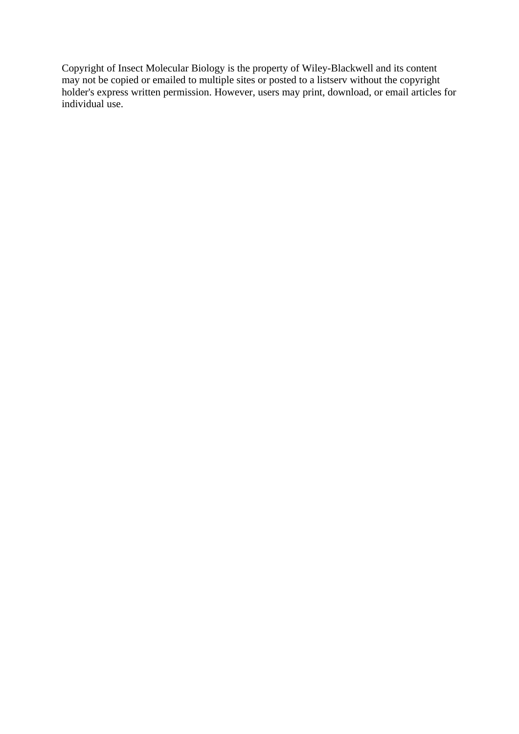Copyright of Insect Molecular Biology is the property of Wiley-Blackwell and its content may not be copied or emailed to multiple sites or posted to a listserv without the copyright holder's express written permission. However, users may print, download, or email articles for individual use.